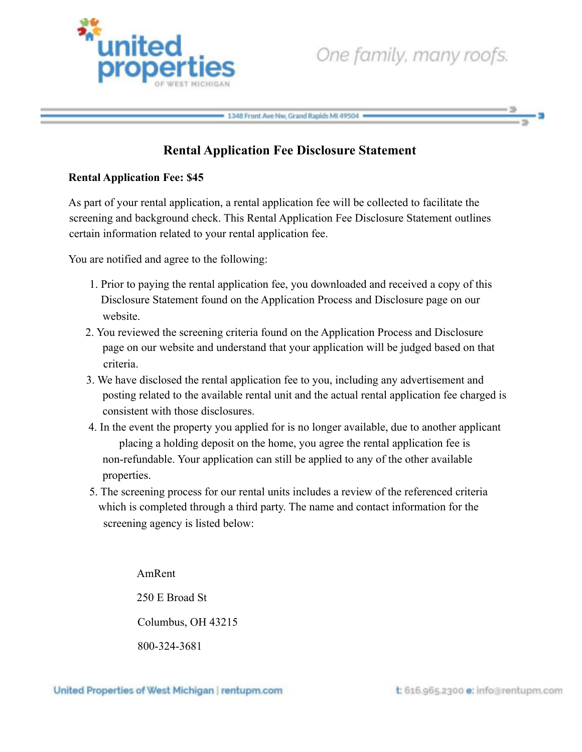# Rental Application Fee Disclosure Statement

**Rental Application Fee: $45**

As part of your rental application, a rental application fee will be collected to facilitate the screening and background check. This Rental Application Fee Disclosure Statement outlines certain information related to your rental application fee.

You are notified and agree to the following:

1. Prior to paying the rental application fee, you downloaded and received a copy of this Disclosure Statement found on the Application Process and Disclosure page on our website.
2. You reviewed the screening criteria found on the Application Process and Disclosure page on our website and understand that your application will be judged based on that criteria.
3. We have disclosed the rental application fee to you, including any advertisement and posting related to the available rental unit and the actual rental application fee charged is consistent with those disclosures.
4. In the event the property you applied for is no longer available, due to another applicant placing a holding deposit on the home, you agree the rental application fee is non-refundable. Your application can still be applied to any of the other available properties.
5. The screening process for our rental units includes a review of the referenced criteria which is completed through a third party. The name and contact information for the screening agency is listed below:

AmRent

250 E Broad St

Columbus, OH 43215

800-324-3681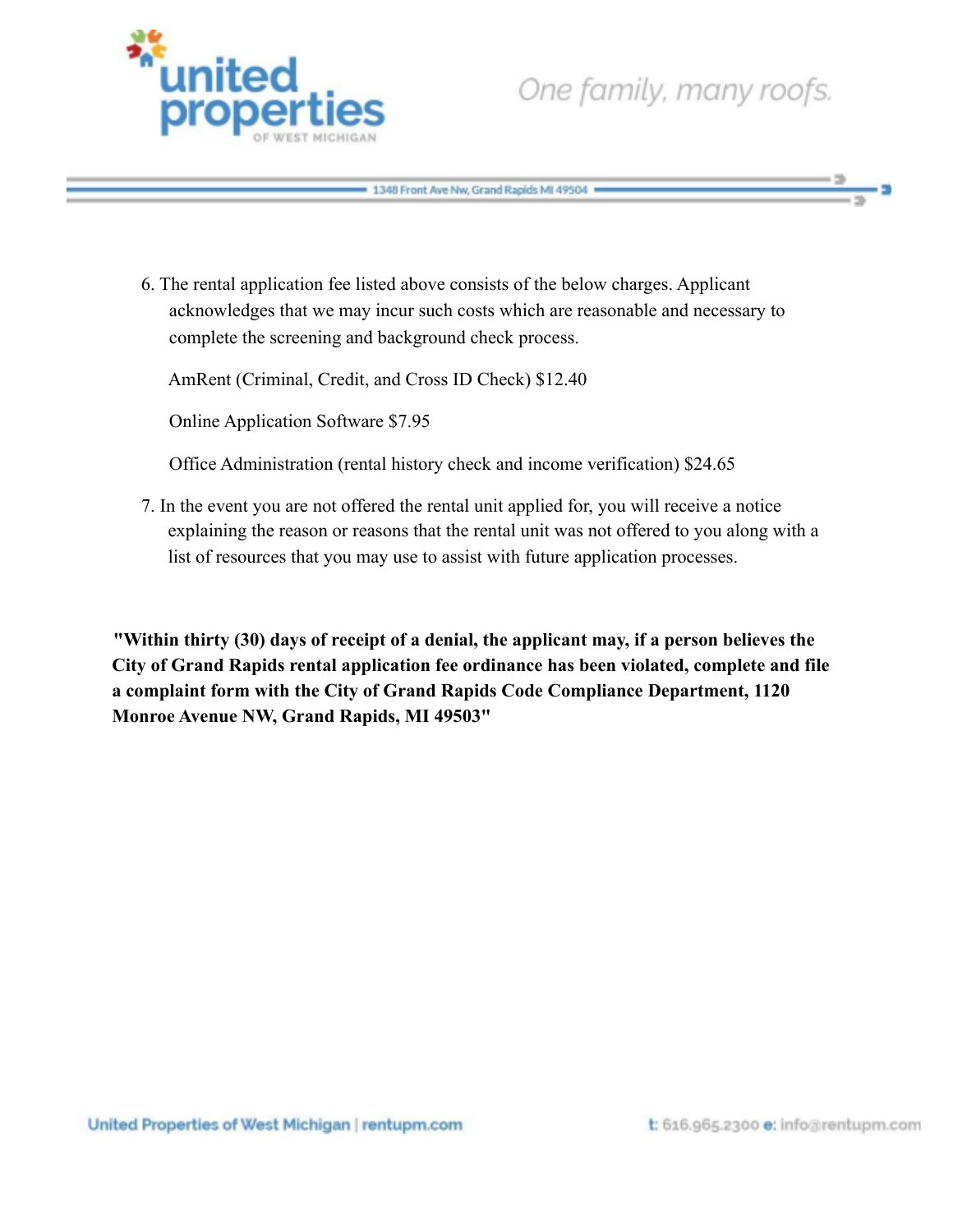6. The rental application fee listed above consists of the below charges. Applicant acknowledges that we may incur such costs which are reasonable and necessary to complete the screening and background check process.

   AmRent (Criminal, Credit, and Cross ID Check) $12.40

   Online Application Software $7.95

   Office Administration (rental history check and income verification) $24.65

7. In the event you are not offered the rental unit applied for, you will receive a notice explaining the reason or reasons that the rental unit was not offered to you along with a list of resources that you may use to assist with future application processes.

**"Within thirty (30) days of receipt of a denial, the applicant may, if a person believes the City of Grand Rapids rental application fee ordinance has been violated, complete and file a complaint form with the City of Grand Rapids Code Compliance Department, 1120 Monroe Avenue NW, Grand Rapids, MI 49503"**